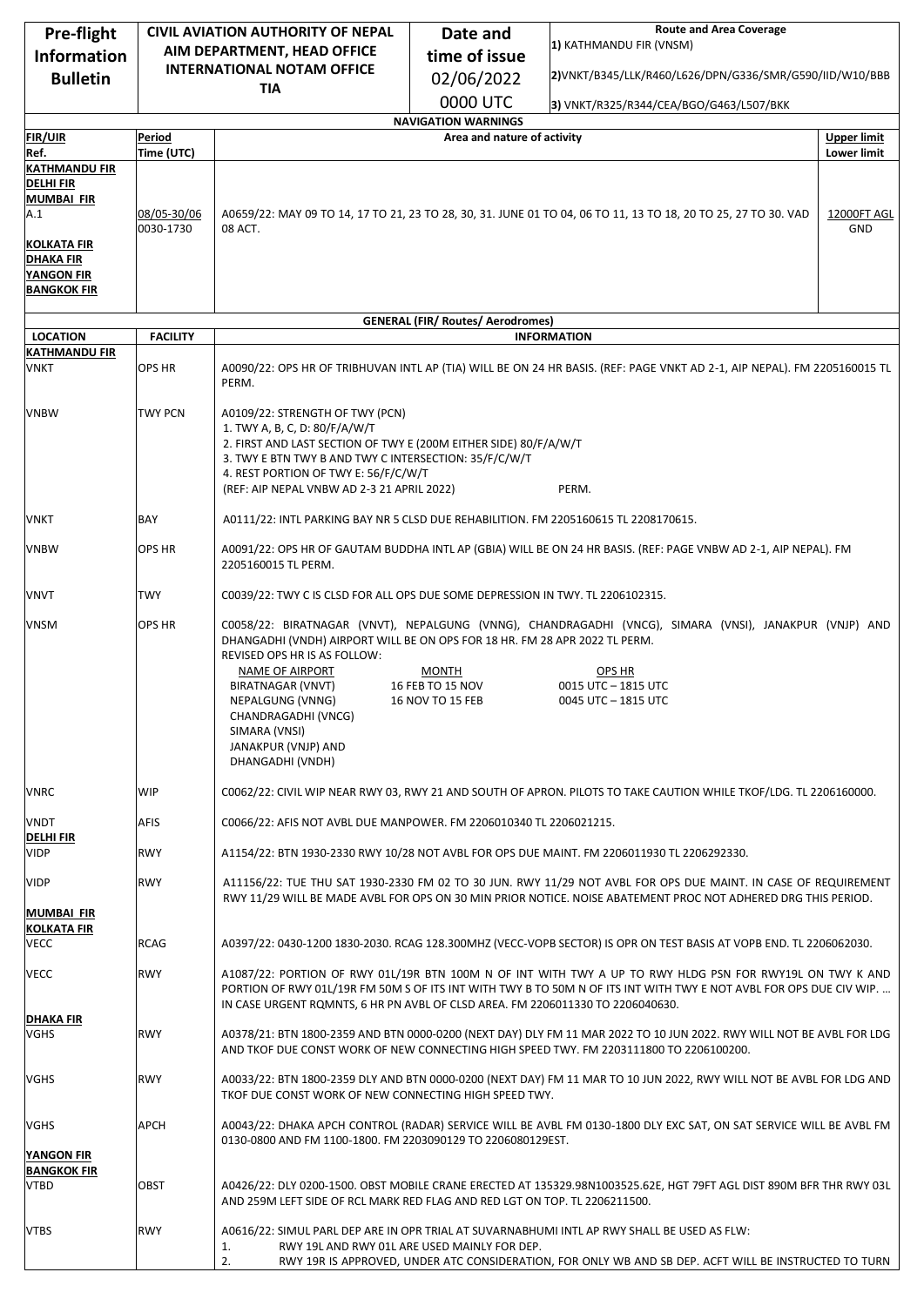| **Pre-flight Information Bulletin** | **CIVIL AVIATION AUTHORITY OF NEPAL AIM DEPARTMENT, HEAD OFFICE INTERNATIONAL NOTAM OFFICE TIA** | **Date and time of issue** 02/06/2022 0000 UTC | **Route and Area Coverage** 1) KATHMANDU FIR (VNSM) 2)VNKT/B345/LLK/R460/L626/DPN/G336/SMR/G590/IID/W10/BBB 3) VNKT/R325/R344/CEA/BGO/G463/L507/BKK |
|---|---|---|---|

**NAVIGATION WARNINGS**

| FIR/UIR Ref. | Period Time (UTC) | Area and nature of activity | Upper limit Lower limit |
|---|---|---|---|
| KATHMANDU FIR DELHI FIR MUMBAI FIR A.1 KOLKATA FIR DHAKA FIR YANGON FIR BANGKOK FIR | 08/05-30/06 0030-1730 | A0659/22: MAY 09 TO 14, 17 TO 21, 23 TO 28, 30, 31. JUNE 01 TO 04, 06 TO 11, 13 TO 18, 20 TO 25, 27 TO 30. VAD 08 ACT. | 12000FT AGL GND |

**GENERAL (FIR/ Routes/ Aerodromes)**

| LOCATION | FACILITY | INFORMATION |
|---|---|---|
| **KATHMANDU FIR** | | |
| VNKT | OPS HR | A0090/22: OPS HR OF TRIBHUVAN INTL AP (TIA) WILL BE ON 24 HR BASIS. (REF: PAGE VNKT AD 2-1, AIP NEPAL). FM 2205160015 TL PERM. |
| VNBW | TWY PCN | A0109/22: STRENGTH OF TWY (PCN) 1. TWY A, B, C, D: 80/F/A/W/T 2. FIRST AND LAST SECTION OF TWY E (200M EITHER SIDE) 80/F/A/W/T 3. TWY E BTN TWY B AND TWY C INTERSECTION: 35/F/C/W/T 4. REST PORTION OF TWY E: 56/F/C/W/T (REF: AIP NEPAL VNBW AD 2-3 21 APRIL 2022) PERM. |
| VNKT | BAY | A0111/22: INTL PARKING BAY NR 5 CLSD DUE REHABILITION. FM 2205160615 TL 2208170615. |
| VNBW | OPS HR | A0091/22: OPS HR OF GAUTAM BUDDHA INTL AP (GBIA) WILL BE ON 24 HR BASIS. (REF: PAGE VNBW AD 2-1, AIP NEPAL). FM 2205160015 TL PERM. |
| VNVT | TWY | C0039/22: TWY C IS CLSD FOR ALL OPS DUE SOME DEPRESSION IN TWY. TL 2206102315. |
| VNSM | OPS HR | C0058/22: BIRATNAGAR (VNVT), NEPALGUNG (VNNG), CHANDRAGADHI (VNCG), SIMARA (VNSI), JANAKPUR (VNJP) AND DHANGADHI (VNDH) AIRPORT WILL BE ON OPS FOR 18 HR. FM 28 APR 2022 TL PERM. REVISED OPS HR IS AS FOLLOW: NAME OF AIRPORT / MONTH / OPS HR: BIRATNAGAR (VNVT), NEPALGUNG (VNNG), CHANDRAGADHI (VNCG), SIMARA (VNSI), JANAKPUR (VNJP) AND DHANGADHI (VNDH) — 16 FEB TO 15 NOV: 0015 UTC – 1815 UTC; 16 NOV TO 15 FEB: 0045 UTC – 1815 UTC |
| VNRC | WIP | C0062/22: CIVIL WIP NEAR RWY 03, RWY 21 AND SOUTH OF APRON. PILOTS TO TAKE CAUTION WHILE TKOF/LDG. TL 2206160000. |
| VNDT | AFIS | C0066/22: AFIS NOT AVBL DUE MANPOWER. FM 2206010340 TL 2206021215. |
| **DELHI FIR** | | |
| VIDP | RWY | A1154/22: BTN 1930-2330 RWY 10/28 NOT AVBL FOR OPS DUE MAINT. FM 2206011930 TL 2206292330. |
| VIDP | RWY | A11156/22: TUE THU SAT 1930-2330 FM 02 TO 30 JUN. RWY 11/29 NOT AVBL FOR OPS DUE MAINT. IN CASE OF REQUIREMENT RWY 11/29 WILL BE MADE AVBL FOR OPS ON 30 MIN PRIOR NOTICE. NOISE ABATEMENT PROC NOT ADHERED DRG THIS PERIOD. |
| **MUMBAI FIR** | | |
| **KOLKATA FIR** | | |
| VECC | RCAG | A0397/22: 0430-1200 1830-2030. RCAG 128.300MHZ (VECC-VOPB SECTOR) IS OPR ON TEST BASIS AT VOPB END. TL 2206062030. |
| VECC | RWY | A1087/22: PORTION OF RWY 01L/19R BTN 100M N OF INT WITH TWY A UP TO RWY HLDG PSN FOR RWY19L ON TWY K AND PORTION OF RWY 01L/19R FM 50M S OF ITS INT WITH TWY B TO 50M N OF ITS INT WITH TWY E NOT AVBL FOR OPS DUE CIV WIP. … IN CASE URGENT RQMNTS, 6 HR PN AVBL OF CLSD AREA. FM 2206011330 TO 2206040630. |
| **DHAKA FIR** | | |
| VGHS | RWY | A0378/21: BTN 1800-2359 AND BTN 0000-0200 (NEXT DAY) DLY FM 11 MAR 2022 TO 10 JUN 2022. RWY WILL NOT BE AVBL FOR LDG AND TKOF DUE CONST WORK OF NEW CONNECTING HIGH SPEED TWY. FM 2203111800 TO 2206100200. |
| VGHS | RWY | A0033/22: BTN 1800-2359 DLY AND BTN 0000-0200 (NEXT DAY) FM 11 MAR TO 10 JUN 2022, RWY WILL NOT BE AVBL FOR LDG AND TKOF DUE CONST WORK OF NEW CONNECTING HIGH SPEED TWY. |
| VGHS | APCH | A0043/22: DHAKA APCH CONTROL (RADAR) SERVICE WILL BE AVBL FM 0130-1800 DLY EXC SAT, ON SAT SERVICE WILL BE AVBL FM 0130-0800 AND FM 1100-1800. FM 2203090129 TO 2206080129EST. |
| **YANGON FIR** | | |
| **BANGKOK FIR** | | |
| VTBD | OBST | A0426/22: DLY 0200-1500. OBST MOBILE CRANE ERECTED AT 135329.98N1003525.62E, HGT 79FT AGL DIST 890M BFR THR RWY 03L AND 259M LEFT SIDE OF RCL MARK RED FLAG AND RED LGT ON TOP. TL 2206211500. |
| VTBS | RWY | A0616/22: SIMUL PARL DEP ARE IN OPR TRIAL AT SUVARNABHUMI INTL AP RWY SHALL BE USED AS FLW: 1. RWY 19L AND RWY 01L ARE USED MAINLY FOR DEP. 2. RWY 19R IS APPROVED, UNDER ATC CONSIDERATION, FOR ONLY WB AND SB DEP. ACFT WILL BE INSTRUCTED TO TURN |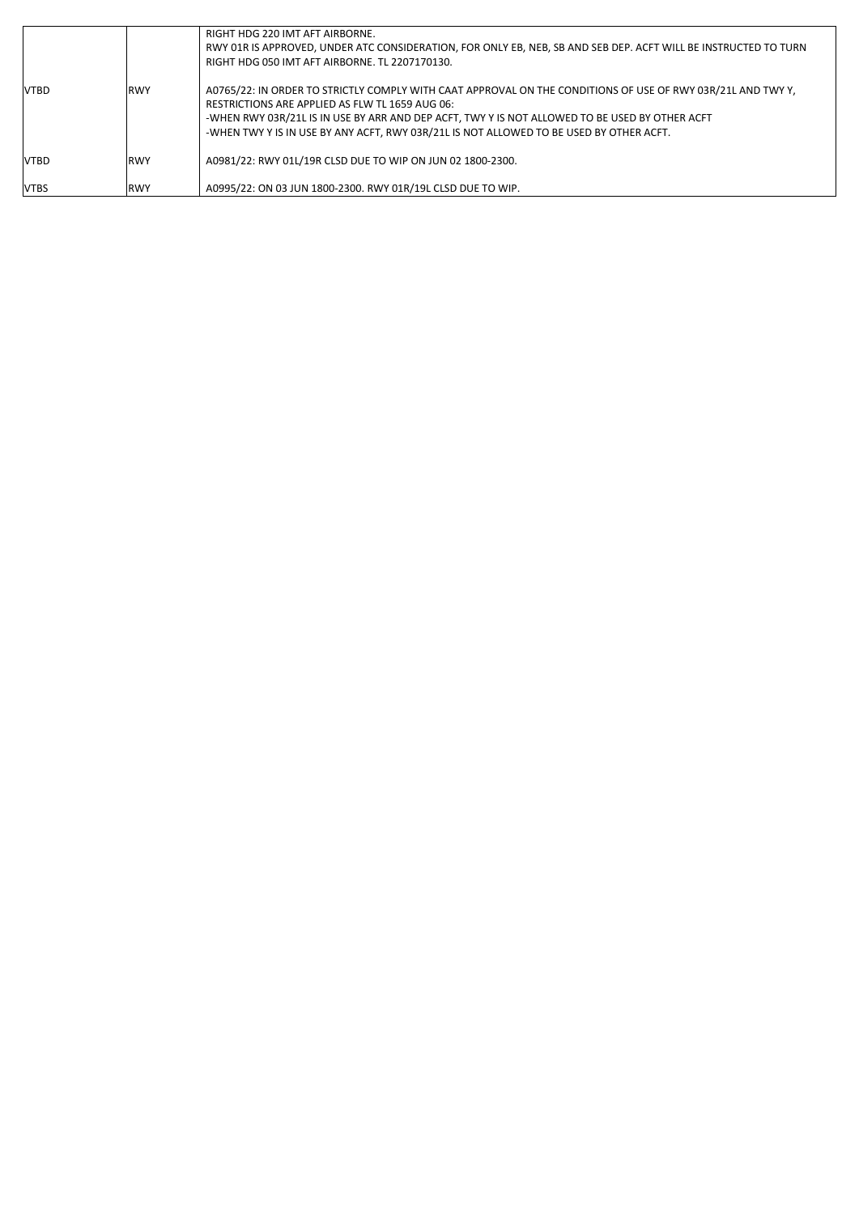| | | |
|---|---|---|
| | | RIGHT HDG 220 IMT AFT AIRBORNE.<br>RWY 01R IS APPROVED, UNDER ATC CONSIDERATION, FOR ONLY EB, NEB, SB AND SEB DEP. ACFT WILL BE INSTRUCTED TO TURN RIGHT HDG 050 IMT AFT AIRBORNE. TL 2207170130. |
| VTBD | RWY | A0765/22: IN ORDER TO STRICTLY COMPLY WITH CAAT APPROVAL ON THE CONDITIONS OF USE OF RWY 03R/21L AND TWY Y, RESTRICTIONS ARE APPLIED AS FLW TL 1659 AUG 06:<br>-WHEN RWY 03R/21L IS IN USE BY ARR AND DEP ACFT, TWY Y IS NOT ALLOWED TO BE USED BY OTHER ACFT<br>-WHEN TWY Y IS IN USE BY ANY ACFT, RWY 03R/21L IS NOT ALLOWED TO BE USED BY OTHER ACFT. |
| VTBD | RWY | A0981/22: RWY 01L/19R CLSD DUE TO WIP ON JUN 02 1800-2300. |
| VTBS | RWY | A0995/22: ON 03 JUN 1800-2300. RWY 01R/19L CLSD DUE TO WIP. |